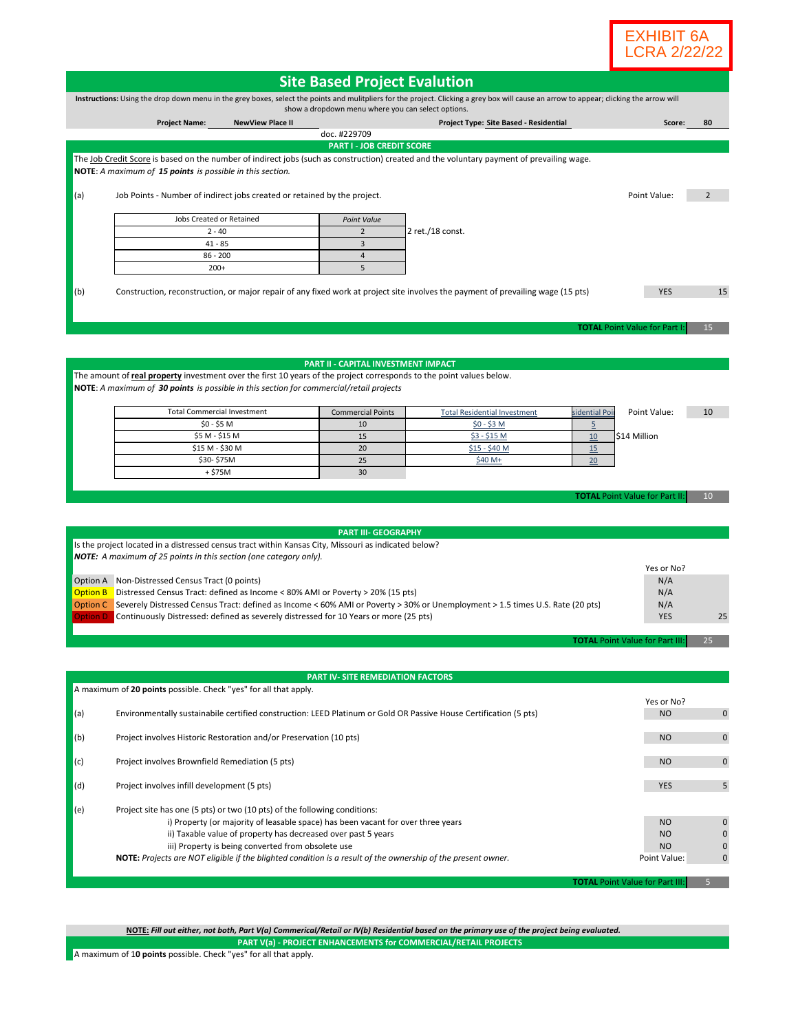EXHIBIT 6A
LCRA 2/22/22

# Site Based Project Evalution

**Instructions:** Using the drop down menu in the grey boxes, select the points and mulitpliers for the project. Clicking a grey box will cause an arrow to appear; clicking the arrow will show a dropdown menu where you can select options.

**Project Name:** NewView Place II | **Project Type:** Site Based - Residential | **Score:** 80

doc. #229709

## PART I - JOB CREDIT SCORE

The Job Credit Score is based on the number of indirect jobs (such as construction) created and the voluntary payment of prevailing wage.
**NOTE**: *A maximum of* ***15 points*** *is possible in this section.*

(a) Job Points - Number of indirect jobs created or retained by the project. Point Value: 2

| Jobs Created or Retained | *Point Value* |
|---|---|
| 2 - 40 | 2 |
| 41 - 85 | 3 |
| 86 - 200 | 4 |
| 200+ | 5 |

2 ret./18 const.

(b) Construction, reconstruction, or major repair of any fixed work at project site involves the payment of prevailing wage (15 pts) YES 15

**TOTAL** Point Value for Part I: 15

## PART II - CAPITAL INVESTMENT IMPACT

The amount of **real property** investment over the first 10 years of the project corresponds to the point values below.
**NOTE**: *A maximum of* ***30 points*** *is possible in this section for commercial/retail projects*

| Total Commercial Investment | Commercial Points | Total Residential Investment | Residential Points |
|---|---|---|---|
| $0 - $5 M | 10 | $0 - $3 M | 5 |
| $5 M - $15 M | 15 | $3 - $15 M | 10 |
| $15 M - $30 M | 20 | $15 - $40 M | 15 |
| $30- $75M | 25 | $40 M+ | 20 |
| + $75M | 30 | | |

Point Value: 10

$14 Million

**TOTAL** Point Value for Part II: 10

## PART III- GEOGRAPHY

Is the project located in a distressed census tract within Kansas City, Missouri as indicated below?
***NOTE:*** *A maximum of 25 points in this section (one category only).*

| | | Yes or No? | |
|---|---|---|---|
| Option A | Non-Distressed Census Tract (0 points) | N/A | |
| Option B | Distressed Census Tract: defined as Income < 80% AMI or Poverty > 20% (15 pts) | N/A | |
| Option C | Severely Distressed Census Tract: defined as Income < 60% AMI or Poverty > 30% or Unemployment > 1.5 times U.S. Rate (20 pts) | N/A | |
| Option D | Continuously Distressed: defined as severely distressed for 10 Years or more (25 pts) | YES | 25 |

**TOTAL** Point Value for Part III: 25

## PART IV- SITE REMEDIATION FACTORS

A maximum of **20 points** possible. Check "yes" for all that apply.

| | | Yes or No? | |
|---|---|---|---|
| (a) | Environmentally sustainabile certified construction: LEED Platinum or Gold OR Passive House Certification (5 pts) | NO | 0 |
| (b) | Project involves Historic Restoration and/or Preservation (10 pts) | NO | 0 |
| (c) | Project involves Brownfield Remediation (5 pts) | NO | 0 |
| (d) | Project involves infill development (5 pts) | YES | 5 |
| (e) | Project site has one (5 pts) or two (10 pts) of the following conditions: | | |
| | i) Property (or majority of leasable space) has been vacant for over three years | NO | 0 |
| | ii) Taxable value of property has decreased over past 5 years | NO | 0 |
| | iii) Property is being converted from obsolete use | NO | 0 |
| | **NOTE:** *Projects are NOT eligible if the blighted condition is a result of the ownership of the present owner.* | Point Value: | 0 |

**TOTAL** Point Value for Part III: 5

***NOTE:*** ***Fill out either, not both, Part V(a) Commerical/Retail or IV(b) Residential based on the primary use of the project being evaluated.***

## PART V(a) - PROJECT ENHANCEMENTS for COMMERCIAL/RETAIL PROJECTS

A maximum of 1**0 points** possible. Check "yes" for all that apply.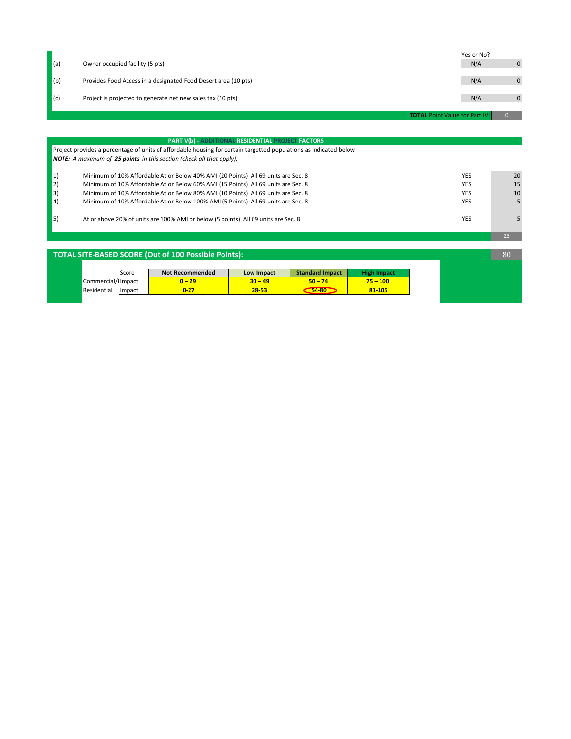| | | Yes or No? | |
|---|---|---|---|
| (a) | Owner occupied facility (5 pts) | N/A | 0 |
| (b) | Provides Food Access in a designated Food Desert area (10 pts) | N/A | 0 |
| (c) | Project is projected to generate net new sales tax (10 pts) | N/A | 0 |
| | | **TOTAL** Point Value for Part IV: | 0 |

**PART V(b) - ADDITIONAL RESIDENTIAL PROJECT FACTORS**

Project provides a percentage of units of affordable housing for certain targetted populations as indicated below

***NOTE:*** *A maximum of **25 points** in this section (check all that apply).*

| | | | |
|---|---|---|---|
| 1) | Minimum of 10% Affordable At or Below 40% AMI (20 Points) All 69 units are Sec. 8 | YES | 20 |
| 2) | Minimum of 10% Affordable At or Below 60% AMI (15 Points) All 69 units are Sec. 8 | YES | 15 |
| 3) | Minimum of 10% Affordable At or Below 80% AMI (10 Points) All 69 units are Sec. 8 | YES | 10 |
| 4) | Minimum of 10% Affordable At or Below 100% AMI (5 Points) All 69 units are Sec. 8 | YES | 5 |
| 5) | At or above 20% of units are 100% AMI or below (5 points) All 69 units are Sec. 8 | YES | 5 |
| | | | 25 |

**TOTAL SITE-BASED SCORE (Out of 100 Possible Points):** 80

| | Score | Not Recommended | Low Impact | Standard Impact | High Impact |
|---|---|---|---|---|---|
| Commercial/ | Impact | 0 – 29 | 30 – 49 | 50 – 74 | 75 – 100 |
| Residential | Impact | 0-27 | 28-53 | 54-80 | 81-105 |